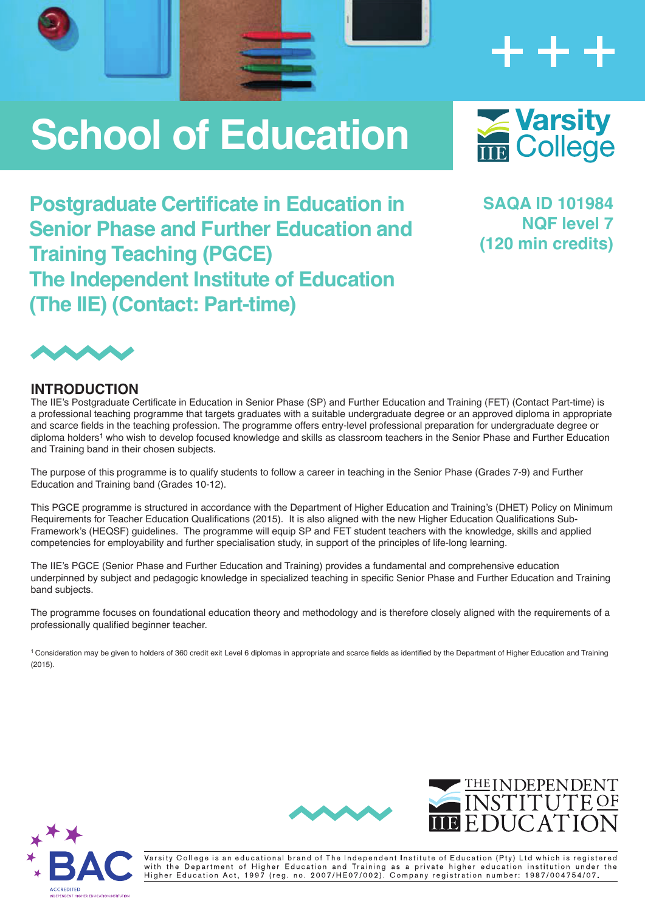# School of Education

Varsity College

## Postgraduate Certificate in Education in Senior Phase and Further Education and Training Teaching (PGCE) The Independent Institute of Education (The IIE) (Contact: Part-time)

**SAQA ID 101984**
**NQF level 7**
**(120 min credits)**

## INTRODUCTION

The IIE's Postgraduate Certificate in Education in Senior Phase (SP) and Further Education and Training (FET) (Contact Part-time) is a professional teaching programme that targets graduates with a suitable undergraduate degree or an approved diploma in appropriate and scarce fields in the teaching profession. The programme offers entry-level professional preparation for undergraduate degree or diploma holders[1] who wish to develop focused knowledge and skills as classroom teachers in the Senior Phase and Further Education and Training band in their chosen subjects.

The purpose of this programme is to qualify students to follow a career in teaching in the Senior Phase (Grades 7-9) and Further Education and Training band (Grades 10-12).

This PGCE programme is structured in accordance with the Department of Higher Education and Training's (DHET) Policy on Minimum Requirements for Teacher Education Qualifications (2015). It is also aligned with the new Higher Education Qualifications Sub-Framework's (HEQSF) guidelines. The programme will equip SP and FET student teachers with the knowledge, skills and applied competencies for employability and further specialisation study, in support of the principles of life-long learning.

The IIE's PGCE (Senior Phase and Further Education and Training) provides a fundamental and comprehensive education underpinned by subject and pedagogic knowledge in specialized teaching in specific Senior Phase and Further Education and Training band subjects.

The programme focuses on foundational education theory and methodology and is therefore closely aligned with the requirements of a professionally qualified beginner teacher.

[1] Consideration may be given to holders of 360 credit exit Level 6 diplomas in appropriate and scarce fields as identified by the Department of Higher Education and Training (2015).

THE INDEPENDENT INSTITUTE OF EDUCATION

BAC ACCREDITED INDEPENDENT HIGHER EDUCATION INSTITUTION

Varsity College is an educational brand of The Independent Institute of Education (Pty) Ltd which is registered with the Department of Higher Education and Training as a private higher education institution under the Higher Education Act, 1997 (reg. no. 2007/HE07/002). Company registration number: 1987/004754/07.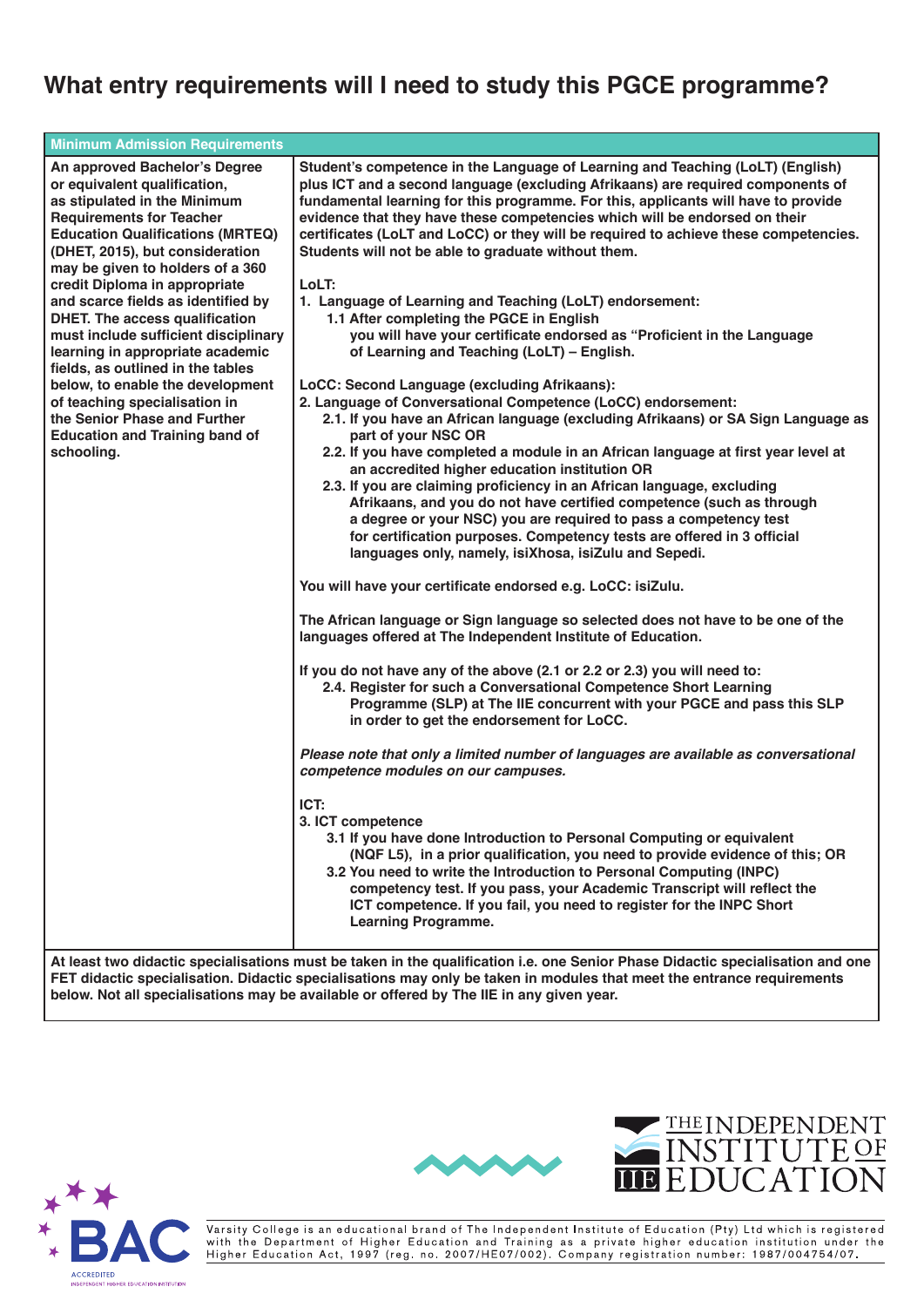# What entry requirements will I need to study this PGCE programme?

| Minimum Admission Requirements | |
|---|---|
| **An approved Bachelor's Degree or equivalent qualification, as stipulated in the Minimum Requirements for Teacher Education Qualifications (MRTEQ) (DHET, 2015), but consideration may be given to holders of a 360 credit Diploma in appropriate and scarce fields as identified by DHET. The access qualification must include sufficient disciplinary learning in appropriate academic fields, as outlined in the tables below, to enable the development of teaching specialisation in the Senior Phase and Further Education and Training band of schooling.** | **Student's competence in the Language of Learning and Teaching (LoLT) (English) plus ICT and a second language (excluding Afrikaans) are required components of fundamental learning for this programme. For this, applicants will have to provide evidence that they have these competencies which will be endorsed on their certificates (LoLT and LoCC) or they will be required to achieve these competencies. Students will not be able to graduate without them.**<br><br>**LoLT:**<br>**1. Language of Learning and Teaching (LoLT) endorsement:**<br>**1.1 After completing the PGCE in English you will have your certificate endorsed as "Proficient in the Language of Learning and Teaching (LoLT) – English.**<br><br>**LoCC: Second Language (excluding Afrikaans):**<br>**2. Language of Conversational Competence (LoCC) endorsement:**<br>**2.1. If you have an African language (excluding Afrikaans) or SA Sign Language as part of your NSC OR**<br>**2.2. If you have completed a module in an African language at first year level at an accredited higher education institution OR**<br>**2.3. If you are claiming proficiency in an African language, excluding Afrikaans, and you do not have certified competence (such as through a degree or your NSC) you are required to pass a competency test for certification purposes. Competency tests are offered in 3 official languages only, namely, isiXhosa, isiZulu and Sepedi.**<br><br>**You will have your certificate endorsed e.g. LoCC: isiZulu.**<br><br>**The African language or Sign language so selected does not have to be one of the languages offered at The Independent Institute of Education.**<br><br>**If you do not have any of the above (2.1 or 2.2 or 2.3) you will need to:**<br>**2.4. Register for such a Conversational Competence Short Learning Programme (SLP) at The IIE concurrent with your PGCE and pass this SLP in order to get the endorsement for LoCC.**<br><br>***Please note that only a limited number of languages are available as conversational competence modules on our campuses.***<br><br>**ICT:**<br>**3. ICT competence**<br>**3.1 If you have done Introduction to Personal Computing or equivalent (NQF L5), in a prior qualification, you need to provide evidence of this; OR**<br>**3.2 You need to write the Introduction to Personal Computing (INPC) competency test. If you pass, your Academic Transcript will reflect the ICT competence. If you fail, you need to register for the INPC Short Learning Programme.** |
| **At least two didactic specialisations must be taken in the qualification i.e. one Senior Phase Didactic specialisation and one FET didactic specialisation. Didactic specialisations may only be taken in modules that meet the entrance requirements below. Not all specialisations may be available or offered by The IIE in any given year.** | |

Varsity College is an educational brand of The Independent Institute of Education (Pty) Ltd which is registered with the Department of Higher Education and Training as a private higher education institution under the Higher Education Act, 1997 (reg. no. 2007/HE07/002). Company registration number: 1987/004754/07.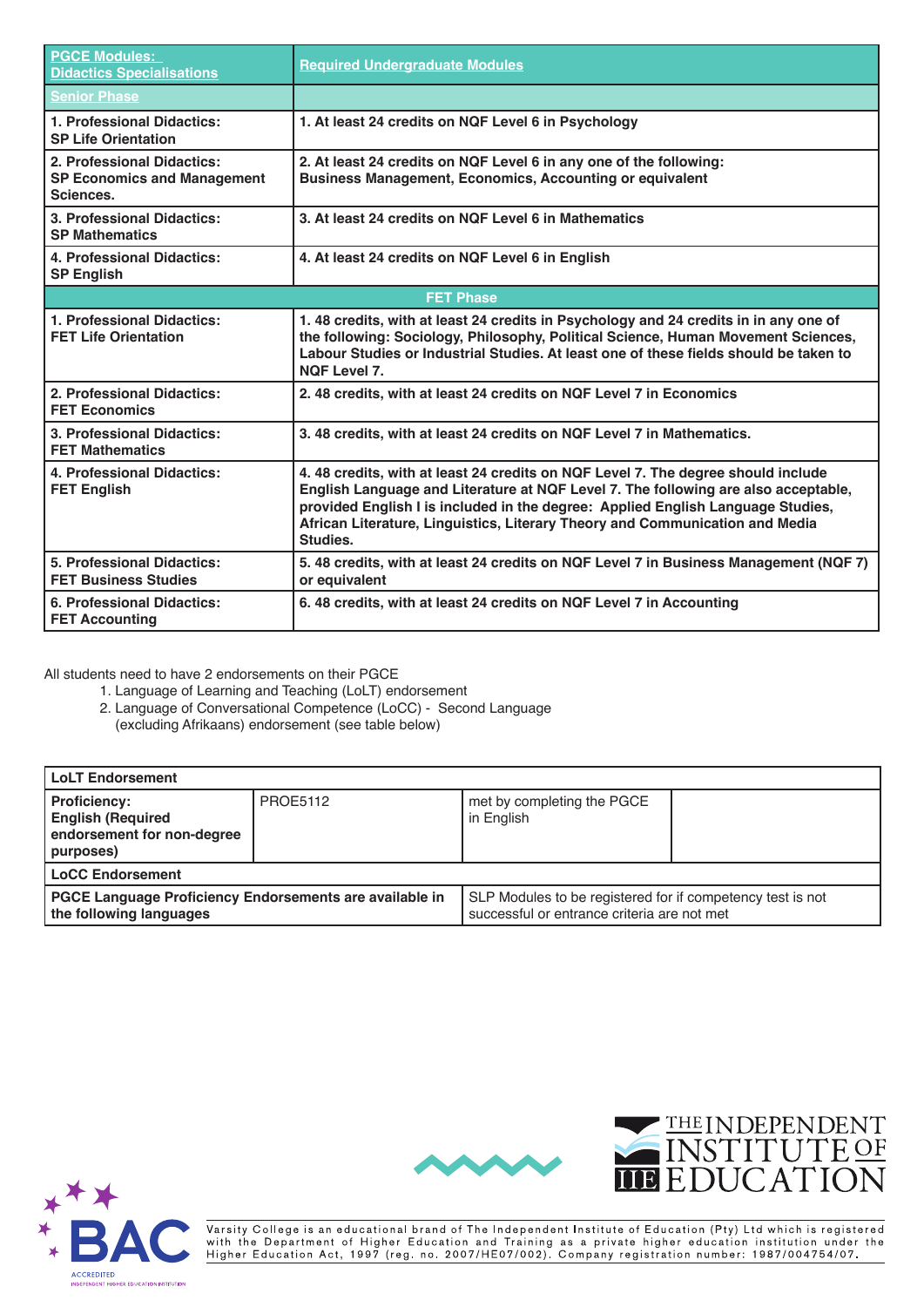| PGCE Modules: Didactics Specialisations | Required Undergraduate Modules |
|---|---|
| **Senior Phase** | |
| **1. Professional Didactics: SP Life Orientation** | **1. At least 24 credits on NQF Level 6 in Psychology** |
| **2. Professional Didactics: SP Economics and Management Sciences.** | **2. At least 24 credits on NQF Level 6 in any one of the following: Business Management, Economics, Accounting or equivalent** |
| **3. Professional Didactics: SP Mathematics** | **3. At least 24 credits on NQF Level 6 in Mathematics** |
| **4. Professional Didactics: SP English** | **4. At least 24 credits on NQF Level 6 in English** |
| **FET Phase** | |
| **1. Professional Didactics: FET Life Orientation** | **1. 48 credits, with at least 24 credits in Psychology and 24 credits in in any one of the following: Sociology, Philosophy, Political Science, Human Movement Sciences, Labour Studies or Industrial Studies. At least one of these fields should be taken to NQF Level 7.** |
| **2. Professional Didactics: FET Economics** | **2. 48 credits, with at least 24 credits on NQF Level 7 in Economics** |
| **3. Professional Didactics: FET Mathematics** | **3. 48 credits, with at least 24 credits on NQF Level 7 in Mathematics.** |
| **4. Professional Didactics: FET English** | **4. 48 credits, with at least 24 credits on NQF Level 7. The degree should include English Language and Literature at NQF Level 7. The following are also acceptable, provided English I is included in the degree: Applied English Language Studies, African Literature, Linguistics, Literary Theory and Communication and Media Studies.** |
| **5. Professional Didactics: FET Business Studies** | **5. 48 credits, with at least 24 credits on NQF Level 7 in Business Management (NQF 7) or equivalent** |
| **6. Professional Didactics: FET Accounting** | **6. 48 credits, with at least 24 credits on NQF Level 7 in Accounting** |

All students need to have 2 endorsements on their PGCE

1. Language of Learning and Teaching (LoLT) endorsement
2. Language of Conversational Competence (LoCC) - Second Language (excluding Afrikaans) endorsement (see table below)

| **LoLT Endorsement** | | | |
|---|---|---|---|
| **Proficiency: English (Required endorsement for non-degree purposes)** | PROE5112 | met by completing the PGCE in English | |
| **LoCC Endorsement** | | | |
| **PGCE Language Proficiency Endorsements are available in the following languages** | | SLP Modules to be registered for if competency test is not successful or entrance criteria are not met | |

Varsity College is an educational brand of The Independent Institute of Education (Pty) Ltd which is registered with the Department of Higher Education and Training as a private higher education institution under the Higher Education Act, 1997 (reg. no. 2007/HE07/002). Company registration number: 1987/004754/07.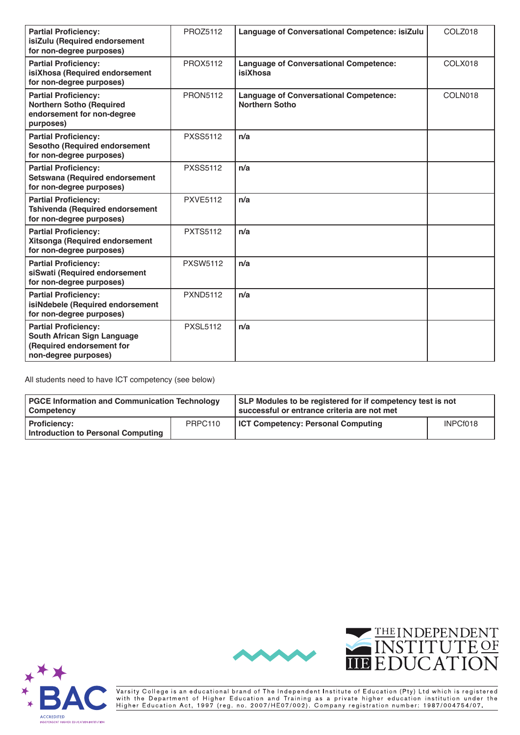| | | | |
|---|---|---|---|
| **Partial Proficiency: isiZulu (Required endorsement for non-degree purposes)** | PROZ5112 | **Language of Conversational Competence: isiZulu** | COLZ018 |
| **Partial Proficiency: isiXhosa (Required endorsement for non-degree purposes)** | PROX5112 | **Language of Conversational Competence: isiXhosa** | COLX018 |
| **Partial Proficiency: Northern Sotho (Required endorsement for non-degree purposes)** | PRON5112 | **Language of Conversational Competence: Northern Sotho** | COLN018 |
| **Partial Proficiency: Sesotho (Required endorsement for non-degree purposes)** | PXSS5112 | **n/a** | |
| **Partial Proficiency: Setswana (Required endorsement for non-degree purposes)** | PXSS5112 | **n/a** | |
| **Partial Proficiency: Tshivenda (Required endorsement for non-degree purposes)** | PXVE5112 | **n/a** | |
| **Partial Proficiency: Xitsonga (Required endorsement for non-degree purposes)** | PXTS5112 | **n/a** | |
| **Partial Proficiency: siSwati (Required endorsement for non-degree purposes)** | PXSW5112 | **n/a** | |
| **Partial Proficiency: isiNdebele (Required endorsement for non-degree purposes)** | PXND5112 | **n/a** | |
| **Partial Proficiency: South African Sign Language (Required endorsement for non-degree purposes)** | PXSL5112 | **n/a** | |

All students need to have ICT competency (see below)

| **PGCE Information and Communication Technology Competency** | | **SLP Modules to be registered for if competency test is not successful or entrance criteria are not met** | |
|---|---|---|---|
| **Proficiency: Introduction to Personal Computing** | PRPC110 | **ICT Competency: Personal Computing** | INPCf018 |

Varsity College is an educational brand of The Independent Institute of Education (Pty) Ltd which is registered with the Department of Higher Education and Training as a private higher education institution under the Higher Education Act, 1997 (reg. no. 2007/HE07/002). Company registration number: 1987/004754/07.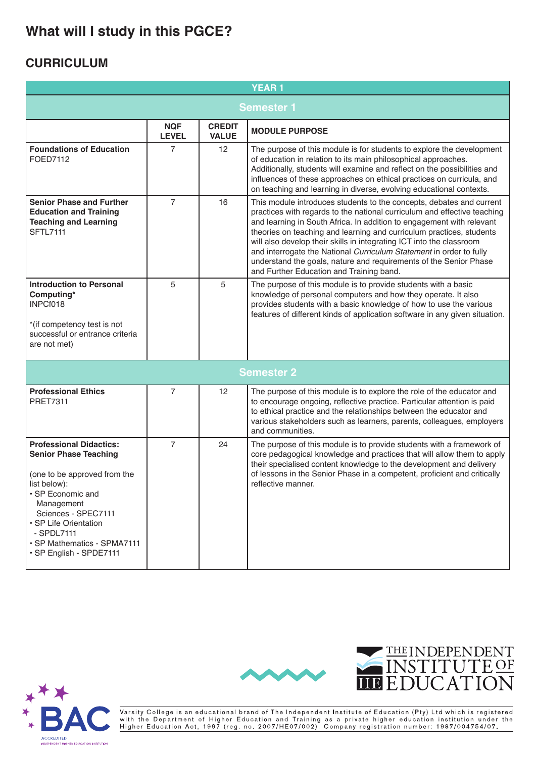# What will I study in this PGCE?

## CURRICULUM

| YEAR 1 | | | |
|---|---|---|---|
| **Semester 1** | | | |
| | **NQF LEVEL** | **CREDIT VALUE** | **MODULE PURPOSE** |
| **Foundations of Education** FOED7112 | 7 | 12 | The purpose of this module is for students to explore the development of education in relation to its main philosophical approaches. Additionally, students will examine and reflect on the possibilities and influences of these approaches on ethical practices on curricula, and on teaching and learning in diverse, evolving educational contexts. |
| **Senior Phase and Further Education and Training Teaching and Learning** SFTL7111 | 7 | 16 | This module introduces students to the concepts, debates and current practices with regards to the national curriculum and effective teaching and learning in South Africa. In addition to engagement with relevant theories on teaching and learning and curriculum practices, students will also develop their skills in integrating ICT into the classroom and interrogate the National *Curriculum Statement* in order to fully understand the goals, nature and requirements of the Senior Phase and Further Education and Training band. |
| **Introduction to Personal Computing*** INPCf018<br><br>*(if competency test is not successful or entrance criteria are not met) | 5 | 5 | The purpose of this module is to provide students with a basic knowledge of personal computers and how they operate. It also provides students with a basic knowledge of how to use the various features of different kinds of application software in any given situation. |
| **Semester 2** | | | |
| **Professional Ethics** PRET7311 | 7 | 12 | The purpose of this module is to explore the role of the educator and to encourage ongoing, reflective practice. Particular attention is paid to ethical practice and the relationships between the educator and various stakeholders such as learners, parents, colleagues, employers and communities. |
| **Professional Didactics: Senior Phase Teaching**<br><br>(one to be approved from the list below):<br>• SP Economic and Management Sciences - SPEC7111<br>• SP Life Orientation - SPDL7111<br>• SP Mathematics - SPMA7111<br>• SP English - SPDE7111 | 7 | 24 | The purpose of this module is to provide students with a framework of core pedagogical knowledge and practices that will allow them to apply their specialised content knowledge to the development and delivery of lessons in the Senior Phase in a competent, proficient and critically reflective manner. |

Varsity College is an educational brand of The Independent Institute of Education (Pty) Ltd which is registered with the Department of Higher Education and Training as a private higher education institution under the Higher Education Act, 1997 (reg. no. 2007/HE07/002). Company registration number: 1987/004754/07.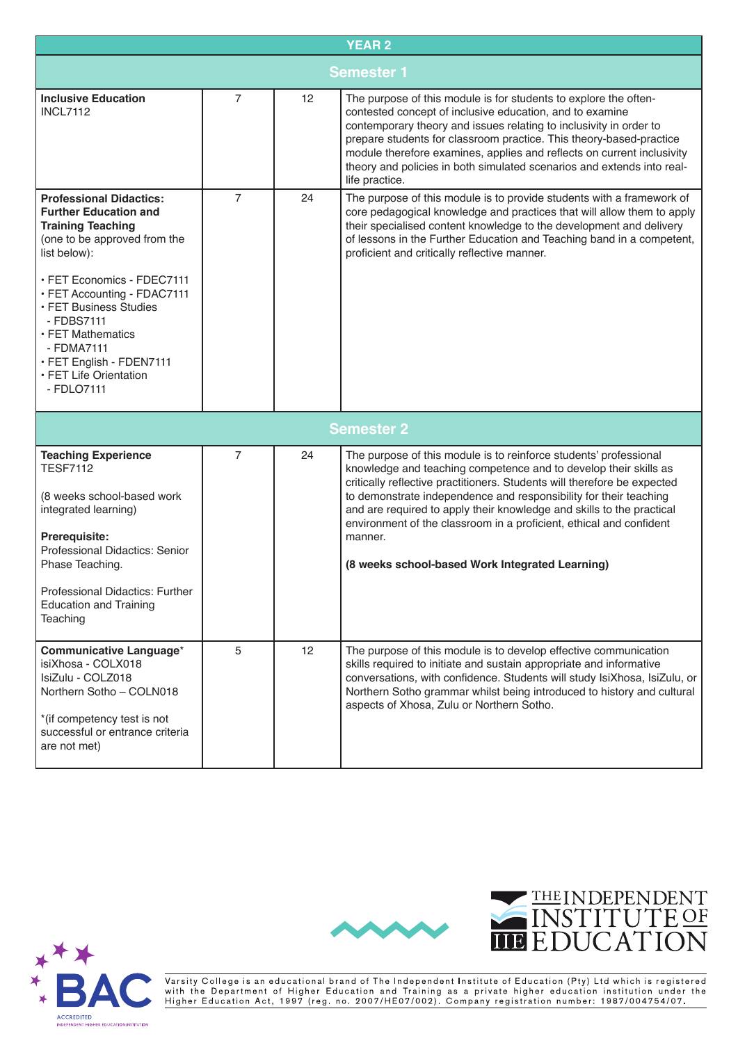| YEAR 2 | | | |
|---|---|---|---|
| **Semester 1** | | | |
| **Inclusive Education**<br>INCL7112 | 7 | 12 | The purpose of this module is for students to explore the often-contested concept of inclusive education, and to examine contemporary theory and issues relating to inclusivity in order to prepare students for classroom practice. This theory-based-practice module therefore examines, applies and reflects on current inclusivity theory and policies in both simulated scenarios and extends into real-life practice. |
| **Professional Didactics: Further Education and Training Teaching**<br>(one to be approved from the list below):<br><br>• FET Economics - FDEC7111<br>• FET Accounting - FDAC7111<br>• FET Business Studies - FDBS7111<br>• FET Mathematics - FDMA7111<br>• FET English - FDEN7111<br>• FET Life Orientation - FDLO7111 | 7 | 24 | The purpose of this module is to provide students with a framework of core pedagogical knowledge and practices that will allow them to apply their specialised content knowledge to the development and delivery of lessons in the Further Education and Teaching band in a competent, proficient and critically reflective manner. |
| **Semester 2** | | | |
| **Teaching Experience**<br>TESF7112<br><br>(8 weeks school-based work integrated learning)<br><br>**Prerequisite:**<br>Professional Didactics: Senior Phase Teaching.<br><br>Professional Didactics: Further Education and Training Teaching | 7 | 24 | The purpose of this module is to reinforce students' professional knowledge and teaching competence and to develop their skills as critically reflective practitioners. Students will therefore be expected to demonstrate independence and responsibility for their teaching and are required to apply their knowledge and skills to the practical environment of the classroom in a proficient, ethical and confident manner.<br><br>**(8 weeks school-based Work Integrated Learning)** |
| **Communicative Language***<br>isiXhosa - COLX018<br>IsiZulu - COLZ018<br>Northern Sotho – COLN018<br><br>*(if competency test is not successful or entrance criteria are not met) | 5 | 12 | The purpose of this module is to develop effective communication skills required to initiate and sustain appropriate and informative conversations, with confidence. Students will study IsiXhosa, IsiZulu, or Northern Sotho grammar whilst being introduced to history and cultural aspects of Xhosa, Zulu or Northern Sotho. |

Varsity College is an educational brand of The Independent Institute of Education (Pty) Ltd which is registered with the Department of Higher Education and Training as a private higher education institution under the Higher Education Act, 1997 (reg. no. 2007/HE07/002). Company registration number: 1987/004754/07.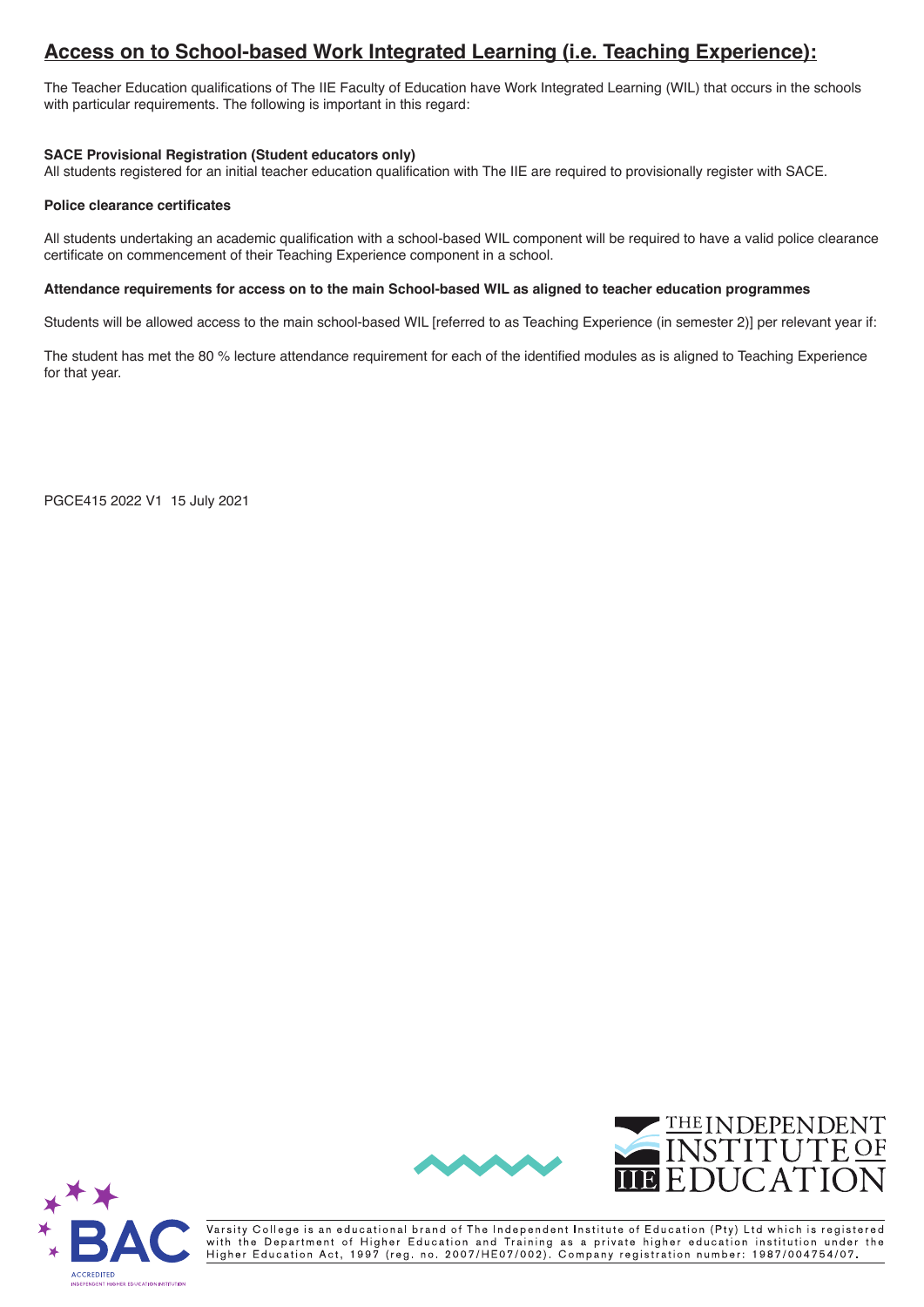## Access on to School-based Work Integrated Learning (i.e. Teaching Experience):

The Teacher Education qualifications of The IIE Faculty of Education have Work Integrated Learning (WIL) that occurs in the schools with particular requirements. The following is important in this regard:

**SACE Provisional Registration (Student educators only)**
All students registered for an initial teacher education qualification with The IIE are required to provisionally register with SACE.

**Police clearance certificates**

All students undertaking an academic qualification with a school-based WIL component will be required to have a valid police clearance certificate on commencement of their Teaching Experience component in a school.

**Attendance requirements for access on to the main School-based WIL as aligned to teacher education programmes**

Students will be allowed access to the main school-based WIL [referred to as Teaching Experience (in semester 2)] per relevant year if:

The student has met the 80 % lecture attendance requirement for each of the identified modules as is aligned to Teaching Experience for that year.

PGCE415 2022 V1 15 July 2021

Varsity College is an educational brand of The Independent Institute of Education (Pty) Ltd which is registered with the Department of Higher Education and Training as a private higher education institution under the Higher Education Act, 1997 (reg. no. 2007/HE07/002). Company registration number: 1987/004754/07.